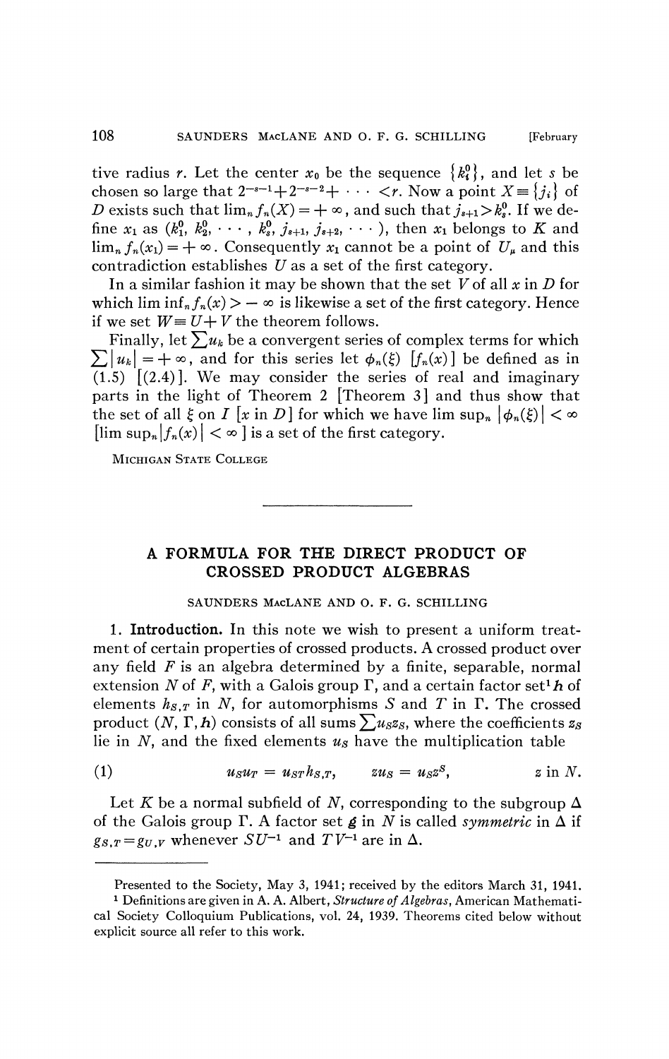tive radius $r$. Let the center $x_0$ be the sequence $\{k_i^0\}$, and let $s$ be chosen so large that $2^{-s-1}+2^{-s-2}+\cdots<r$. Now a point $X\equiv\{j_i\}$ of $D$ exists such that $\lim_n f_n(X)=+\infty$, and such that $j_{s+1}>k_s^0$. If we define $x_1$ as $(k_1^0, k_2^0, \cdots, k_s^0, j_{s+1}, j_{s+2}, \cdots)$, then $x_1$ belongs to $K$ and $\lim_n f_n(x_1)=+\infty$. Consequently $x_1$ cannot be a point of $U_\mu$ and this contradiction establishes $U$ as a set of the first category.

In a similar fashion it may be shown that the set $V$ of all $x$ in $D$ for which $\liminf_n f_n(x)>-\infty$ is likewise a set of the first category. Hence if we set $W\equiv U+V$ the theorem follows.

Finally, let $\sum u_k$ be a convergent series of complex terms for which $\sum|u_k|=+\infty$, and for this series let $\phi_n(\xi)$ $[f_n(x)]$ be defined as in (1.5) [(2.4)]. We may consider the series of real and imaginary parts in the light of Theorem 2 [Theorem 3] and thus show that the set of all $\xi$ on $I$ [$x$ in $D$] for which we have $\limsup_n|\phi_n(\xi)|<\infty$ [$\limsup_n|f_n(x)|<\infty$] is a set of the first category.

MICHIGAN STATE COLLEGE

---

# A FORMULA FOR THE DIRECT PRODUCT OF CROSSED PRODUCT ALGEBRAS

SAUNDERS MACLANE AND O. F. G. SCHILLING

**1. Introduction.** In this note we wish to present a uniform treatment of certain properties of crossed products. A crossed product over any field $F$ is an algebra determined by a finite, separable, normal extension $N$ of $F$, with a Galois group $\Gamma$, and a certain factor set[1] $h$ of elements $h_{S,T}$ in $N$, for automorphisms $S$ and $T$ in $\Gamma$. The crossed product $(N, \Gamma, h)$ consists of all sums $\sum u_S z_S$, where the coefficients $z_S$ lie in $N$, and the fixed elements $u_S$ have the multiplication table

$$u_S u_T = u_{ST} h_{S,T}, \qquad z u_S = u_S z^S, \qquad z \text{ in } N. \tag{1}$$

Let $K$ be a normal subfield of $N$, corresponding to the subgroup $\Delta$ of the Galois group $\Gamma$. A factor set $g$ in $N$ is called *symmetric* in $\Delta$ if $g_{S,T}=g_{U,V}$ whenever $SU^{-1}$ and $TV^{-1}$ are in $\Delta$.

---

Presented to the Society, May 3, 1941; received by the editors March 31, 1941.

[1] Definitions are given in A. A. Albert, *Structure of Algebras*, American Mathematical Society Colloquium Publications, vol. 24, 1939. Theorems cited below without explicit source all refer to this work.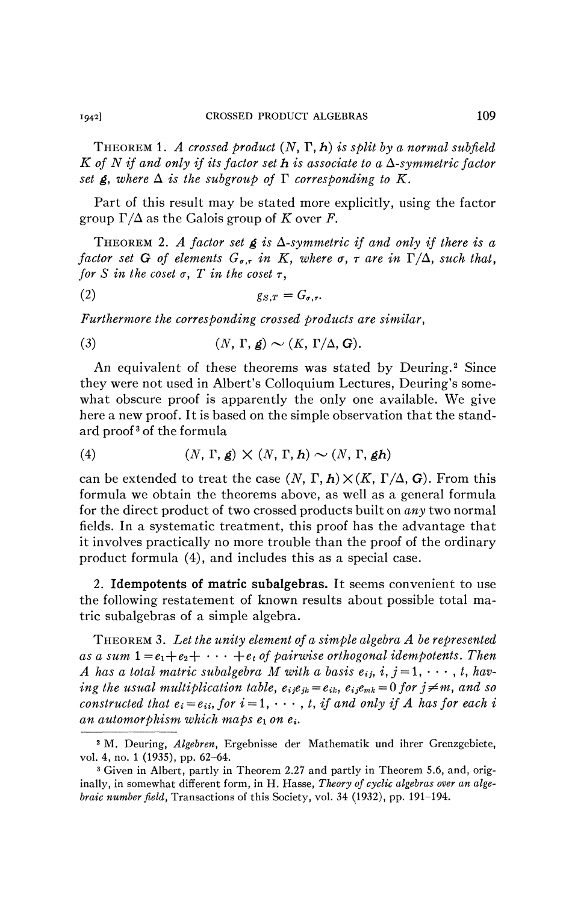THEOREM 1. *A crossed product $(N, \Gamma, \boldsymbol{h})$ is split by a normal subfield $K$ of $N$ if and only if its factor set $\boldsymbol{h}$ is associate to a $\Delta$-symmetric factor set $\boldsymbol{g}$, where $\Delta$ is the subgroup of $\Gamma$ corresponding to $K$.*

Part of this result may be stated more explicitly, using the factor group $\Gamma/\Delta$ as the Galois group of $K$ over $F$.

THEOREM 2. *A factor set $\boldsymbol{g}$ is $\Delta$-symmetric if and only if there is a factor set $\boldsymbol{G}$ of elements $G_{\sigma,\tau}$ in $K$, where $\sigma$, $\tau$ are in $\Gamma/\Delta$, such that, for $S$ in the coset $\sigma$, $T$ in the coset $\tau$,*

$$g_{S,T} = G_{\sigma,\tau}. \tag{2}$$

*Furthermore the corresponding crossed products are similar,*

$$(N, \Gamma, \boldsymbol{g}) \sim (K, \Gamma/\Delta, \boldsymbol{G}). \tag{3}$$

An equivalent of these theorems was stated by Deuring.[2] Since they were not used in Albert's Colloquium Lectures, Deuring's somewhat obscure proof is apparently the only one available. We give here a new proof. It is based on the simple observation that the standard proof[3] of the formula

$$(N, \Gamma, \boldsymbol{g}) \times (N, \Gamma, \boldsymbol{h}) \sim (N, \Gamma, \boldsymbol{gh}) \tag{4}$$

can be extended to treat the case $(N, \Gamma, \boldsymbol{h}) \times (K, \Gamma/\Delta, \boldsymbol{G})$. From this formula we obtain the theorems above, as well as a general formula for the direct product of two crossed products built on *any* two normal fields. In a systematic treatment, this proof has the advantage that it involves practically no more trouble than the proof of the ordinary product formula (4), and includes this as a special case.

## 2. Idempotents of matric subalgebras.

It seems convenient to use the following restatement of known results about possible total matric subalgebras of a simple algebra.

THEOREM 3. *Let the unity element of a simple algebra $A$ be represented as a sum $1 = e_1 + e_2 + \cdots + e_t$ of pairwise orthogonal idempotents. Then $A$ has a total matric subalgebra $M$ with a basis $e_{ij}$, $i, j = 1, \cdots, t$, having the usual multiplication table, $e_{ij}e_{jk} = e_{ik}$, $e_{ij}e_{mk} = 0$ for $j \neq m$, and so constructed that $e_i = e_{ii}$, for $i = 1, \cdots, t$, if and only if $A$ has for each $i$ an automorphism which maps $e_1$ on $e_i$.*

---

[2] M. Deuring, *Algebren*, Ergebnisse der Mathematik und ihrer Grenzgebiete, vol. 4, no. 1 (1935), pp. 62–64.

[3] Given in Albert, partly in Theorem 2.27 and partly in Theorem 5.6, and, originally, in somewhat different form, in H. Hasse, *Theory of cyclic algebras over an algebraic number field*, Transactions of this Society, vol. 34 (1932), pp. 191–194.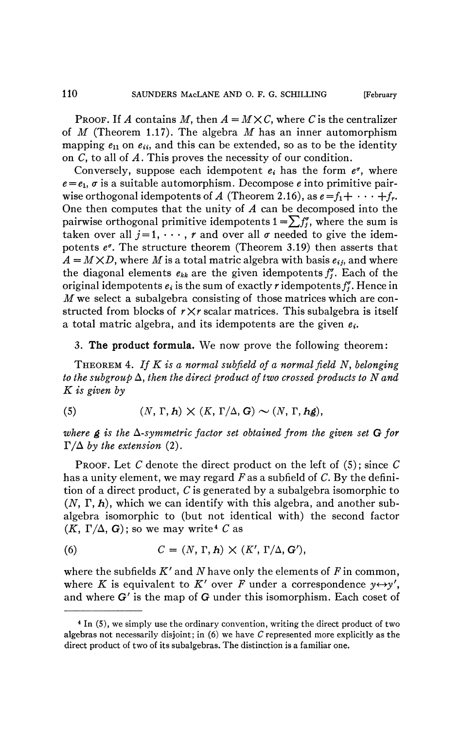PROOF. If $A$ contains $M$, then $A = M \times C$, where $C$ is the centralizer of $M$ (Theorem 1.17). The algebra $M$ has an inner automorphism mapping $e_{11}$ on $e_{ii}$, and this can be extended, so as to be the identity on $C$, to all of $A$. This proves the necessity of our condition.

Conversely, suppose each idempotent $e_i$ has the form $e^\sigma$, where $e = e_1$, $\sigma$ is a suitable automorphism. Decompose $e$ into primitive pairwise orthogonal idempotents of $A$ (Theorem 2.16), as $e = f_1 + \cdots + f_r$. One then computes that the unity of $A$ can be decomposed into the pairwise orthogonal primitive idempotents $1 = \sum f_j^\sigma$, where the sum is taken over all $j = 1, \cdots, r$ and over all $\sigma$ needed to give the idempotents $e^\sigma$. The structure theorem (Theorem 3.19) then asserts that $A = M \times D$, where $M$ is a total matric algebra with basis $e_{ij}$, and where the diagonal elements $e_{kk}$ are the given idempotents $f_j^\sigma$. Each of the original idempotents $e_i$ is the sum of exactly $r$ idempotents $f_j^\sigma$. Hence in $M$ we select a subalgebra consisting of those matrices which are constructed from blocks of $r \times r$ scalar matrices. This subalgebra is itself a total matric algebra, and its idempotents are the given $e_i$.

3. **The product formula.** We now prove the following theorem:

THEOREM 4. *If $K$ is a normal subfield of a normal field $N$, belonging to the subgroup $\Delta$, then the direct product of two crossed products to $N$ and $K$ is given by*

$$(5) \qquad (N, \Gamma, \mathbf{h}) \times (K, \Gamma/\Delta, \mathbf{G}) \sim (N, \Gamma, \mathbf{h}\mathbf{g}),$$

*where $\mathbf{g}$ is the $\Delta$-symmetric factor set obtained from the given set $\mathbf{G}$ for $\Gamma/\Delta$ by the extension* (2).

PROOF. Let $C$ denote the direct product on the left of (5); since $C$ has a unity element, we may regard $F$ as a subfield of $C$. By the definition of a direct product, $C$ is generated by a subalgebra isomorphic to $(N, \Gamma, \mathbf{h})$, which we can identify with this algebra, and another subalgebra isomorphic to (but not identical with) the second factor $(K, \Gamma/\Delta, \mathbf{G})$; so we may write[4] $C$ as

$$(6) \qquad C = (N, \Gamma, \mathbf{h}) \times (K', \Gamma/\Delta, \mathbf{G}'),$$

where the subfields $K'$ and $N$ have only the elements of $F$ in common, where $K$ is equivalent to $K'$ over $F$ under a correspondence $y \leftrightarrow y'$, and where $\mathbf{G}'$ is the map of $\mathbf{G}$ under this isomorphism. Each coset of

---

[4] In (5), we simply use the ordinary convention, writing the direct product of two algebras not necessarily disjoint; in (6) we have $C$ represented more explicitly as the direct product of two of its subalgebras. The distinction is a familiar one.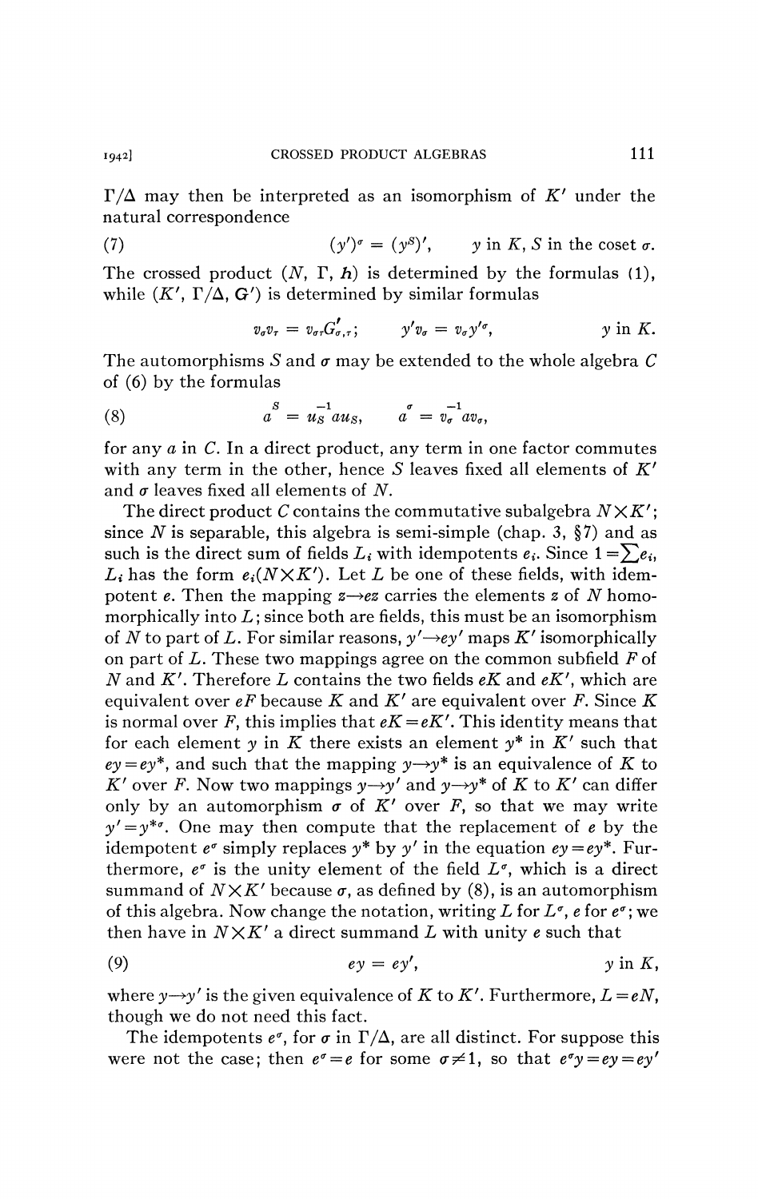$\Gamma/\Delta$ may then be interpreted as an isomorphism of $K'$ under the natural correspondence

$$(y')^\sigma = (y^S)', \qquad y \text{ in } K, S \text{ in the coset } \sigma. \tag{7}$$

The crossed product $(N, \Gamma, h)$ is determined by the formulas (1), while $(K', \Gamma/\Delta, G')$ is determined by similar formulas

$$v_\sigma v_\tau = v_{\sigma\tau} G'_{\sigma,\tau}; \qquad y' v_\sigma = v_\sigma y'^\sigma, \qquad y \text{ in } K.$$

The automorphisms $S$ and $\sigma$ may be extended to the whole algebra $C$ of (6) by the formulas

$$a^S = u_S^{-1} a u_S, \qquad a^\sigma = v_\sigma^{-1} a v_\sigma, \tag{8}$$

for any $a$ in $C$. In a direct product, any term in one factor commutes with any term in the other, hence $S$ leaves fixed all elements of $K'$ and $\sigma$ leaves fixed all elements of $N$.

The direct product $C$ contains the commutative subalgebra $N \times K'$; since $N$ is separable, this algebra is semi-simple (chap. 3, §7) and as such is the direct sum of fields $L_i$ with idempotents $e_i$. Since $1 = \sum e_i$, $L_i$ has the form $e_i(N \times K')$. Let $L$ be one of these fields, with idempotent $e$. Then the mapping $z \to ez$ carries the elements $z$ of $N$ homomorphically into $L$; since both are fields, this must be an isomorphism of $N$ to part of $L$. For similar reasons, $y' \to ey'$ maps $K'$ isomorphically on part of $L$. These two mappings agree on the common subfield $F$ of $N$ and $K'$. Therefore $L$ contains the two fields $eK$ and $eK'$, which are equivalent over $eF$ because $K$ and $K'$ are equivalent over $F$. Since $K$ is normal over $F$, this implies that $eK = eK'$. This identity means that for each element $y$ in $K$ there exists an element $y^*$ in $K'$ such that $ey = ey^*$, and such that the mapping $y \to y^*$ is an equivalence of $K$ to $K'$ over $F$. Now two mappings $y \to y'$ and $y \to y^*$ of $K$ to $K'$ can differ only by an automorphism $\sigma$ of $K'$ over $F$, so that we may write $y' = y^{*\sigma}$. One may then compute that the replacement of $e$ by the idempotent $e^\sigma$ simply replaces $y^*$ by $y'$ in the equation $ey = ey^*$. Furthermore, $e^\sigma$ is the unity element of the field $L^\sigma$, which is a direct summand of $N \times K'$ because $\sigma$, as defined by (8), is an automorphism of this algebra. Now change the notation, writing $L$ for $L^\sigma$, $e$ for $e^\sigma$; we then have in $N \times K'$ a direct summand $L$ with unity $e$ such that

$$ey = ey', \qquad y \text{ in } K, \tag{9}$$

where $y \to y'$ is the given equivalence of $K$ to $K'$. Furthermore, $L = eN$, though we do not need this fact.

The idempotents $e^\sigma$, for $\sigma$ in $\Gamma/\Delta$, are all distinct. For suppose this were not the case; then $e^\sigma = e$ for some $\sigma \neq 1$, so that $e^\sigma y = ey = ey'$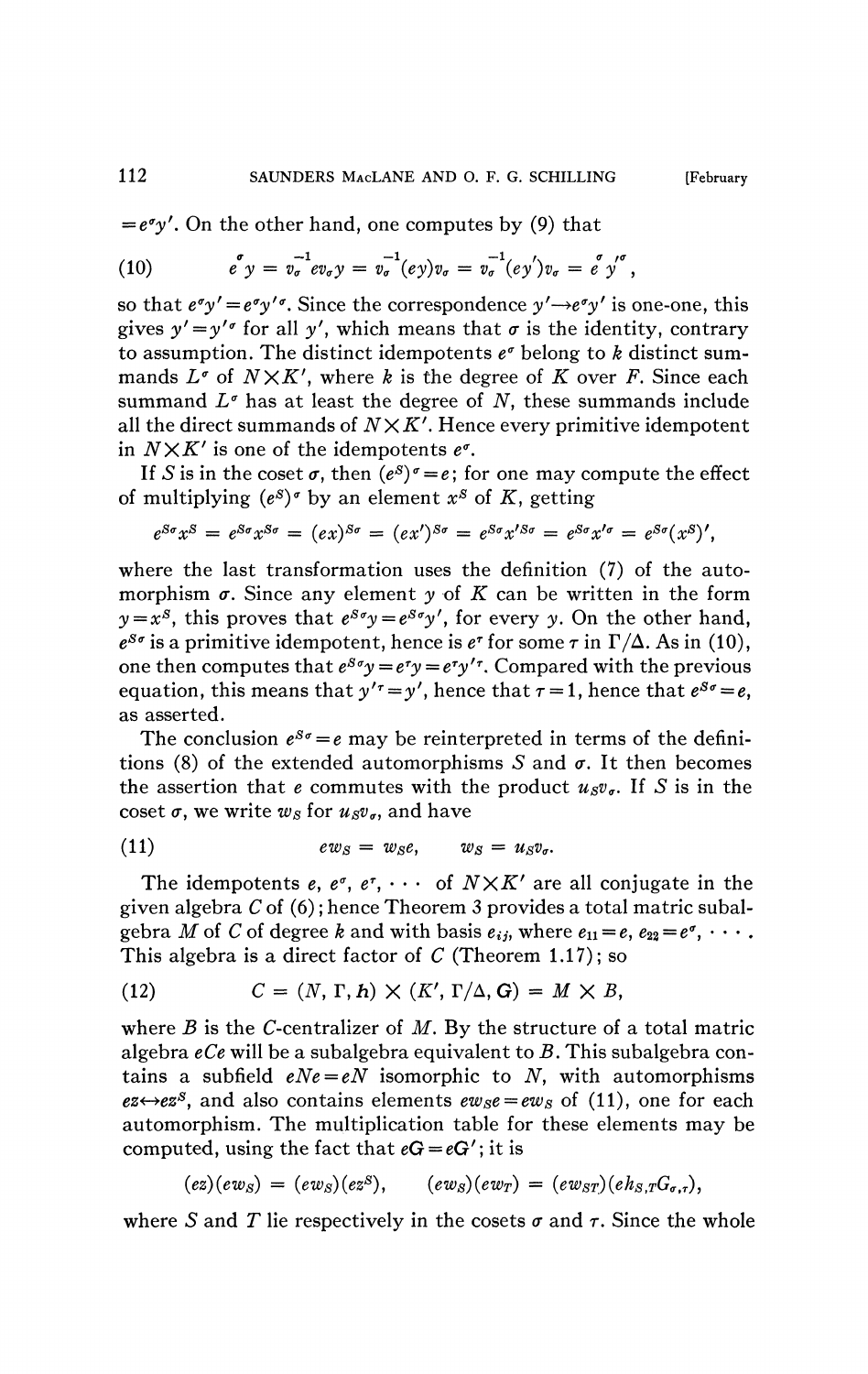$=e^\sigma y'$. On the other hand, one computes by (9) that

$$(10) \qquad \overset{\sigma}{e}\, y = \overset{-1}{v_\sigma} e v_\sigma y = \overset{-1}{v_\sigma}(ey)v_\sigma = \overset{-1}{v_\sigma}(ey')v_\sigma = \overset{\sigma}{e}\, \overset{\prime\sigma}{y},$$

so that $e^\sigma y' = e^\sigma y'^\sigma$. Since the correspondence $y' \to e^\sigma y'$ is one-one, this gives $y' = y'^\sigma$ for all $y'$, which means that $\sigma$ is the identity, contrary to assumption. The distinct idempotents $e^\sigma$ belong to $k$ distinct summands $L^\sigma$ of $N \times K'$, where $k$ is the degree of $K$ over $F$. Since each summand $L^\sigma$ has at least the degree of $N$, these summands include all the direct summands of $N \times K'$. Hence every primitive idempotent in $N \times K'$ is one of the idempotents $e^\sigma$.

If $S$ is in the coset $\sigma$, then $(e^S)^\sigma = e$; for one may compute the effect of multiplying $(e^S)^\sigma$ by an element $x^S$ of $K$, getting

$$e^{S\sigma}x^S = e^{S\sigma}x^{S\sigma} = (ex)^{S\sigma} = (ex')^{S\sigma} = e^{S\sigma}x'^{S\sigma} = e^{S\sigma}x'^\sigma = e^{S\sigma}(x^S)',$$

where the last transformation uses the definition (7) of the automorphism $\sigma$. Since any element $y$ of $K$ can be written in the form $y = x^S$, this proves that $e^{S\sigma}y = e^{S\sigma}y'$, for every $y$. On the other hand, $e^{S\sigma}$ is a primitive idempotent, hence is $e^\tau$ for some $\tau$ in $\Gamma/\Delta$. As in (10), one then computes that $e^{S\sigma}y = e^\tau y = e^\tau y'^\tau$. Compared with the previous equation, this means that $y'^\tau = y'$, hence that $\tau = 1$, hence that $e^{S\sigma} = e$, as asserted.

The conclusion $e^{S\sigma} = e$ may be reinterpreted in terms of the definitions (8) of the extended automorphisms $S$ and $\sigma$. It then becomes the assertion that $e$ commutes with the product $u_S v_\sigma$. If $S$ is in the coset $\sigma$, we write $w_S$ for $u_S v_\sigma$, and have

$$(11) \qquad e w_S = w_S e, \qquad w_S = u_S v_\sigma.$$

The idempotents $e, e^\sigma, e^\tau, \cdots$ of $N \times K'$ are all conjugate in the given algebra $C$ of (6); hence Theorem 3 provides a total matric subalgebra $M$ of $C$ of degree $k$ and with basis $e_{ij}$, where $e_{11} = e$, $e_{22} = e^\sigma, \cdots$. This algebra is a direct factor of $C$ (Theorem 1.17); so

$$(12) \qquad C = (N, \Gamma, h) \times (K', \Gamma/\Delta, \boldsymbol{G}) = M \times B,$$

where $B$ is the $C$-centralizer of $M$. By the structure of a total matric algebra $eCe$ will be a subalgebra equivalent to $B$. This subalgebra contains a subfield $eNe = eN$ isomorphic to $N$, with automorphisms $ez \leftrightarrow ez^S$, and also contains elements $ew_Se = ew_S$ of (11), one for each automorphism. The multiplication table for these elements may be computed, using the fact that $e\boldsymbol{G} = e\boldsymbol{G}'$; it is

$$(ez)(ew_S) = (ew_S)(ez^S), \qquad (ew_S)(ew_T) = (ew_{ST})(eh_{S,T}G_{\sigma,\tau}),$$

where $S$ and $T$ lie respectively in the cosets $\sigma$ and $\tau$. Since the whole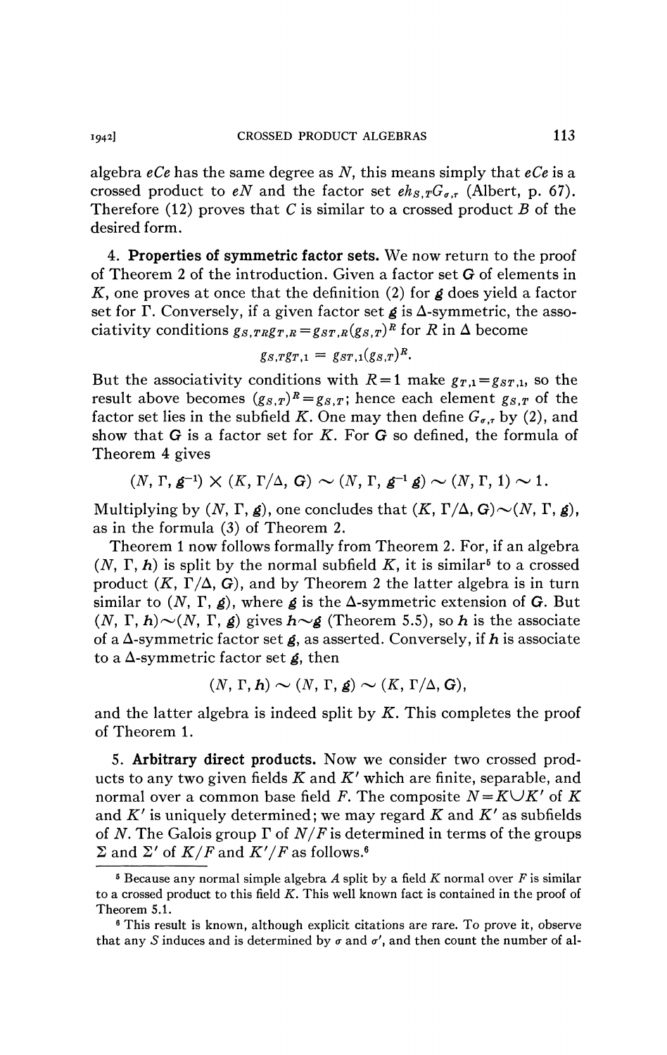algebra $eCe$ has the same degree as $N$, this means simply that $eCe$ is a crossed product to $eN$ and the factor set $eh_{S,T}G_{\sigma,\tau}$ (Albert, p. 67). Therefore (12) proves that $C$ is similar to a crossed product $B$ of the desired form.

**4. Properties of symmetric factor sets.** We now return to the proof of Theorem 2 of the introduction. Given a factor set $G$ of elements in $K$, one proves at once that the definition (2) for $\mathfrak{g}$ does yield a factor set for $\Gamma$. Conversely, if a given factor set $\mathfrak{g}$ is $\Delta$-symmetric, the associativity conditions $g_{S,TR}g_{T,R} = g_{ST,R}(g_{S,T})^R$ for $R$ in $\Delta$ become

$$g_{S,T}g_{T,1} = g_{ST,1}(g_{S,T})^R.$$

But the associativity conditions with $R=1$ make $g_{T,1} = g_{ST,1}$, so the result above becomes $(g_{S,T})^R = g_{S,T}$; hence each element $g_{S,T}$ of the factor set lies in the subfield $K$. One may then define $G_{\sigma,\tau}$ by (2), and show that $G$ is a factor set for $K$. For $G$ so defined, the formula of Theorem 4 gives

$$(N, \Gamma, \mathfrak{g}^{-1}) \times (K, \Gamma/\Delta, G) \sim (N, \Gamma, \mathfrak{g}^{-1}\mathfrak{g}) \sim (N, \Gamma, 1) \sim 1.$$

Multiplying by $(N, \Gamma, \mathfrak{g})$, one concludes that $(K, \Gamma/\Delta, G) \sim (N, \Gamma, \mathfrak{g})$, as in the formula (3) of Theorem 2.

Theorem 1 now follows formally from Theorem 2. For, if an algebra $(N, \Gamma, h)$ is split by the normal subfield $K$, it is similar[5] to a crossed product $(K, \Gamma/\Delta, G)$, and by Theorem 2 the latter algebra is in turn similar to $(N, \Gamma, \mathfrak{g})$, where $\mathfrak{g}$ is the $\Delta$-symmetric extension of $G$. But $(N, \Gamma, h) \sim (N, \Gamma, \mathfrak{g})$ gives $h \sim \mathfrak{g}$ (Theorem 5.5), so $h$ is the associate of a $\Delta$-symmetric factor set $\mathfrak{g}$, as asserted. Conversely, if $h$ is associate to a $\Delta$-symmetric factor set $\mathfrak{g}$, then

$$(N, \Gamma, h) \sim (N, \Gamma, \mathfrak{g}) \sim (K, \Gamma/\Delta, G),$$

and the latter algebra is indeed split by $K$. This completes the proof of Theorem 1.

**5. Arbitrary direct products.** Now we consider two crossed products to any two given fields $K$ and $K'$ which are finite, separable, and normal over a common base field $F$. The composite $N = K \cup K'$ of $K$ and $K'$ is uniquely determined; we may regard $K$ and $K'$ as subfields of $N$. The Galois group $\Gamma$ of $N/F$ is determined in terms of the groups $\Sigma$ and $\Sigma'$ of $K/F$ and $K'/F$ as follows.[6]

---

[5] Because any normal simple algebra $A$ split by a field $K$ normal over $F$ is similar to a crossed product to this field $K$. This well known fact is contained in the proof of Theorem 5.1.

[6] This result is known, although explicit citations are rare. To prove it, observe that any $S$ induces and is determined by $\sigma$ and $\sigma'$, and then count the number of al-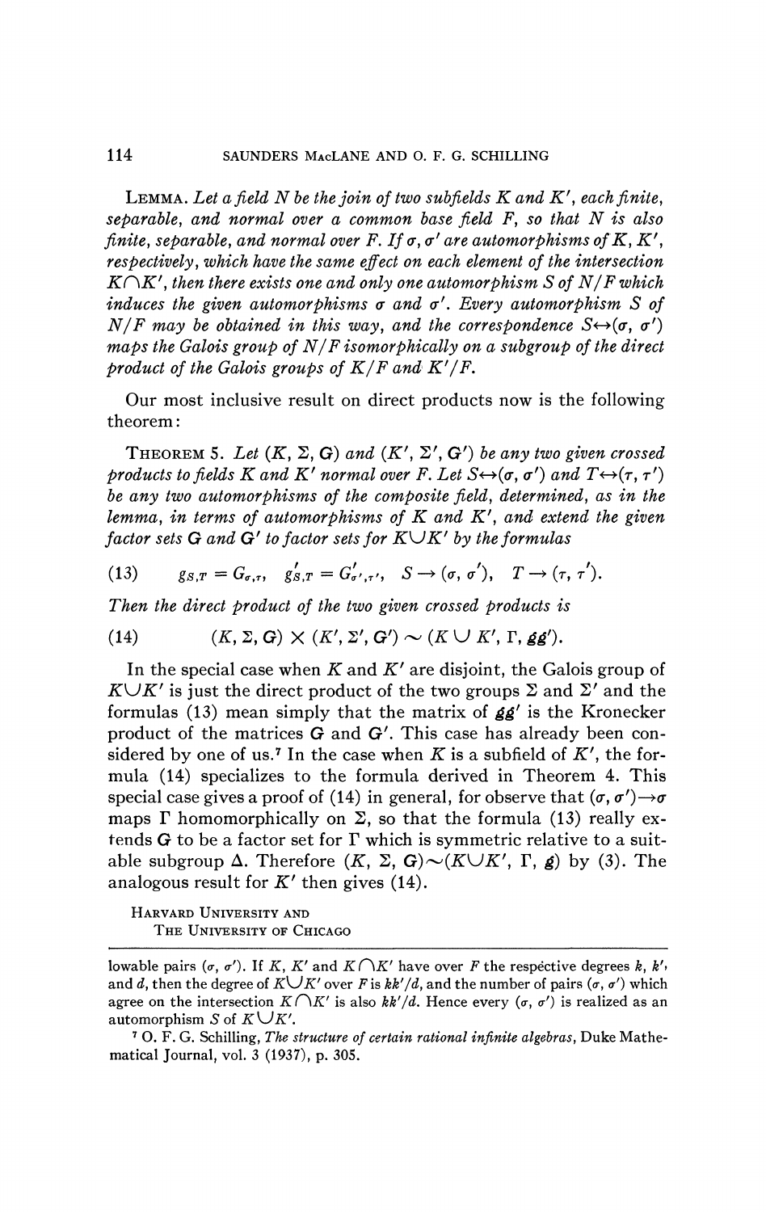LEMMA. *Let a field $N$ be the join of two subfields $K$ and $K'$, each finite, separable, and normal over a common base field $F$, so that $N$ is also finite, separable, and normal over $F$. If $\sigma, \sigma'$ are automorphisms of $K, K'$, respectively, which have the same effect on each element of the intersection $K \cap K'$, then there exists one and only one automorphism $S$ of $N/F$ which induces the given automorphisms $\sigma$ and $\sigma'$. Every automorphism $S$ of $N/F$ may be obtained in this way, and the correspondence $S \leftrightarrow (\sigma, \sigma')$ maps the Galois group of $N/F$ isomorphically on a subgroup of the direct product of the Galois groups of $K/F$ and $K'/F$.*

Our most inclusive result on direct products now is the following theorem:

THEOREM 5. *Let $(K, \Sigma, G)$ and $(K', \Sigma', G')$ be any two given crossed products to fields $K$ and $K'$ normal over $F$. Let $S \leftrightarrow (\sigma, \sigma')$ and $T \leftrightarrow (\tau, \tau')$ be any two automorphisms of the composite field, determined, as in the lemma, in terms of automorphisms of $K$ and $K'$, and extend the given factor sets $G$ and $G'$ to factor sets for $K \cup K'$ by the formulas*

$$(13) \qquad g_{S,T} = G_{\sigma,\tau}, \quad g'_{S,T} = G'_{\sigma',\tau'}, \quad S \to (\sigma, \sigma'), \quad T \to (\tau, \tau').$$

*Then the direct product of the two given crossed products is*

$$(14) \qquad (K, \Sigma, G) \times (K', \Sigma', G') \sim (K \cup K', \Gamma, gg').$$

In the special case when $K$ and $K'$ are disjoint, the Galois group of $K \cup K'$ is just the direct product of the two groups $\Sigma$ and $\Sigma'$ and the formulas (13) mean simply that the matrix of $gg'$ is the Kronecker product of the matrices $G$ and $G'$. This case has already been considered by one of us.[7] In the case when $K$ is a subfield of $K'$, the formula (14) specializes to the formula derived in Theorem 4. This special case gives a proof of (14) in general, for observe that $(\sigma, \sigma') \to \sigma$ maps $\Gamma$ homomorphically on $\Sigma$, so that the formula (13) really extends $G$ to be a factor set for $\Gamma$ which is symmetric relative to a suitable subgroup $\Delta$. Therefore $(K, \Sigma, G) \sim (K \cup K', \Gamma, g)$ by (3). The analogous result for $K'$ then gives (14).

HARVARD UNIVERSITY AND
THE UNIVERSITY OF CHICAGO

---

lowable pairs $(\sigma, \sigma')$. If $K$, $K'$ and $K \cap K'$ have over $F$ the respective degrees $k$, $k'$, and $d$, then the degree of $K \cup K'$ over $F$ is $kk'/d$, and the number of pairs $(\sigma, \sigma')$ which agree on the intersection $K \cap K'$ is also $kk'/d$. Hence every $(\sigma, \sigma')$ is realized as an automorphism $S$ of $K \cup K'$.

[7] O. F. G. Schilling, *The structure of certain rational infinite algebras*, Duke Mathematical Journal, vol. 3 (1937), p. 305.